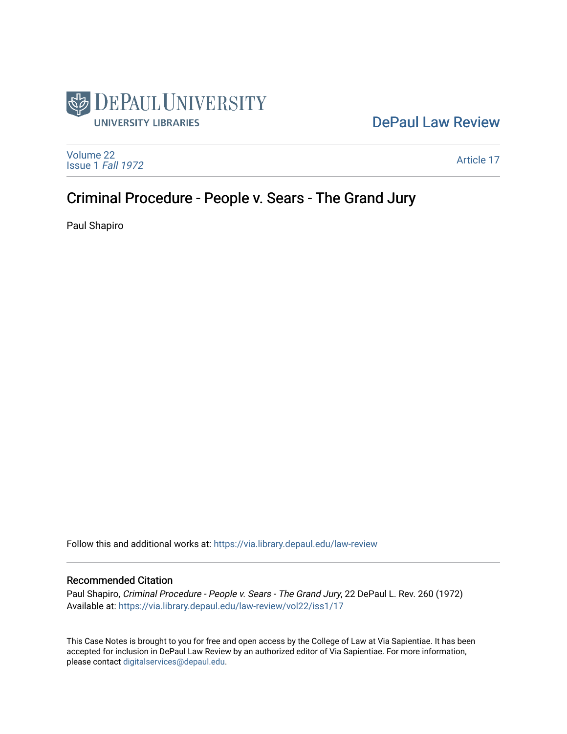DePaul University Libraries

DePaul Law Review

Volume 22
Issue 1 *Fall 1972*

Article 17

# Criminal Procedure - People v. Sears - The Grand Jury

Paul Shapiro

Follow this and additional works at: https://via.library.depaul.edu/law-review

## Recommended Citation

Paul Shapiro, *Criminal Procedure - People v. Sears - The Grand Jury*, 22 DePaul L. Rev. 260 (1972)
Available at: https://via.library.depaul.edu/law-review/vol22/iss1/17

This Case Notes is brought to you for free and open access by the College of Law at Via Sapientiae. It has been accepted for inclusion in DePaul Law Review by an authorized editor of Via Sapientiae. For more information, please contact digitalservices@depaul.edu.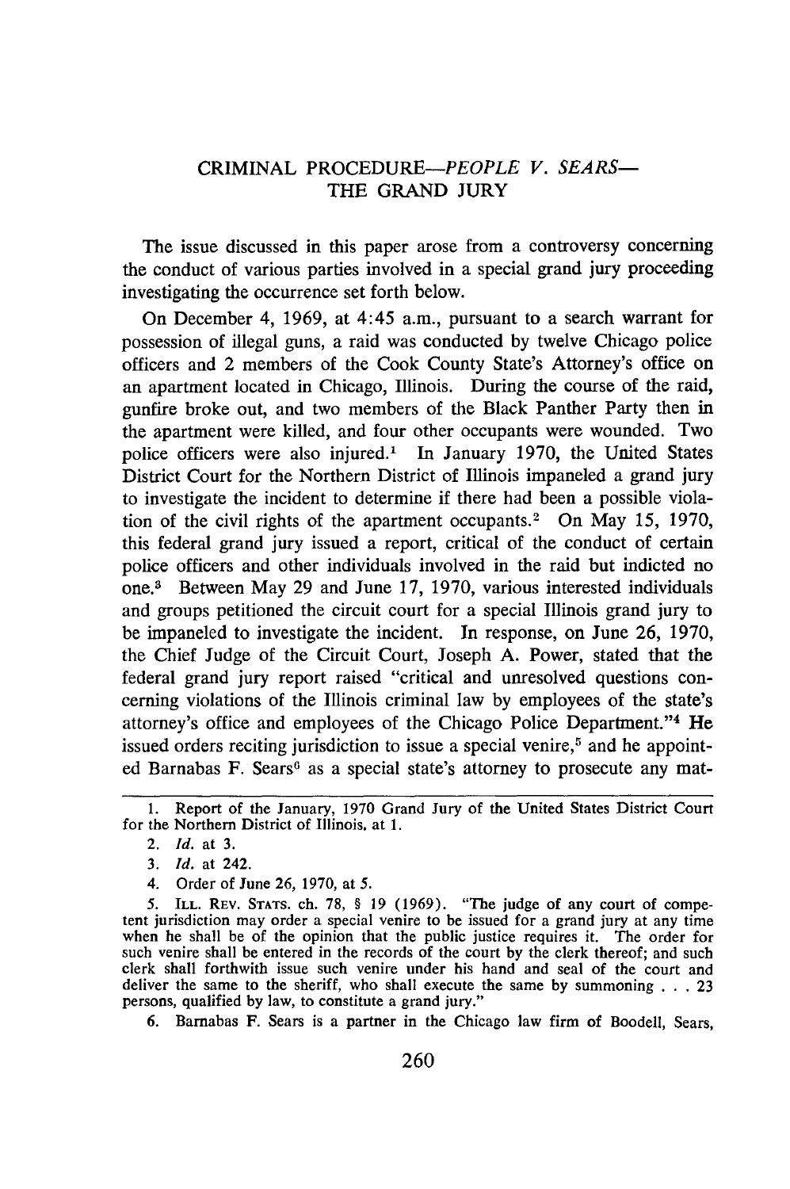# CRIMINAL PROCEDURE—*PEOPLE V. SEARS*— THE GRAND JURY

The issue discussed in this paper arose from a controversy concerning the conduct of various parties involved in a special grand jury proceeding investigating the occurrence set forth below.

On December 4, 1969, at 4:45 a.m., pursuant to a search warrant for possession of illegal guns, a raid was conducted by twelve Chicago police officers and 2 members of the Cook County State's Attorney's office on an apartment located in Chicago, Illinois. During the course of the raid, gunfire broke out, and two members of the Black Panther Party then in the apartment were killed, and four other occupants were wounded. Two police officers were also injured.[1] In January 1970, the United States District Court for the Northern District of Illinois impaneled a grand jury to investigate the incident to determine if there had been a possible violation of the civil rights of the apartment occupants.[2] On May 15, 1970, this federal grand jury issued a report, critical of the conduct of certain police officers and other individuals involved in the raid but indicted no one.[3] Between May 29 and June 17, 1970, various interested individuals and groups petitioned the circuit court for a special Illinois grand jury to be impaneled to investigate the incident. In response, on June 26, 1970, the Chief Judge of the Circuit Court, Joseph A. Power, stated that the federal grand jury report raised "critical and unresolved questions concerning violations of the Illinois criminal law by employees of the state's attorney's office and employees of the Chicago Police Department."[4] He issued orders reciting jurisdiction to issue a special venire,[5] and he appointed Barnabas F. Sears[6] as a special state's attorney to prosecute any mat-

---

1. Report of the January, 1970 Grand Jury of the United States District Court for the Northern District of Illinois, at 1.

2. *Id.* at 3.

3. *Id.* at 242.

4. Order of June 26, 1970, at 5.

5. ILL. REV. STATS. ch. 78, § 19 (1969). "The judge of any court of competent jurisdiction may order a special venire to be issued for a grand jury at any time when he shall be of the opinion that the public justice requires it. The order for such venire shall be entered in the records of the court by the clerk thereof; and such clerk shall forthwith issue such venire under his hand and seal of the court and deliver the same to the sheriff, who shall execute the same by summoning . . . 23 persons, qualified by law, to constitute a grand jury."

6. Barnabas F. Sears is a partner in the Chicago law firm of Boodell, Sears,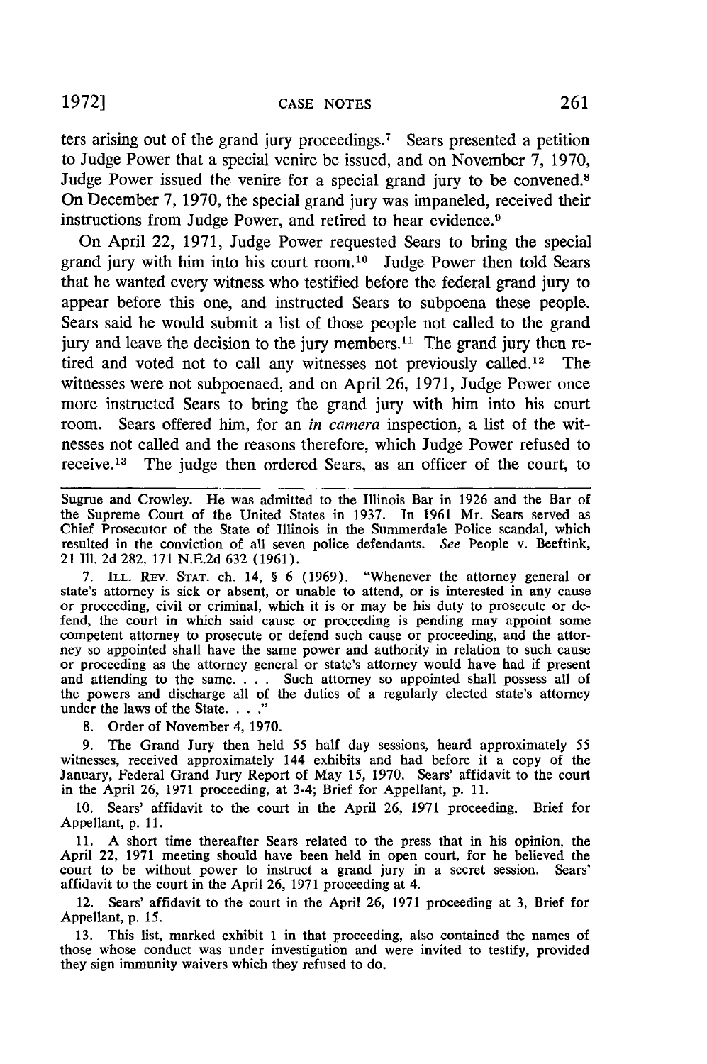ters arising out of the grand jury proceedings.[7] Sears presented a petition to Judge Power that a special venire be issued, and on November 7, 1970, Judge Power issued the venire for a special grand jury to be convened.[8] On December 7, 1970, the special grand jury was impaneled, received their instructions from Judge Power, and retired to hear evidence.[9]

On April 22, 1971, Judge Power requested Sears to bring the special grand jury with him into his court room.[10] Judge Power then told Sears that he wanted every witness who testified before the federal grand jury to appear before this one, and instructed Sears to subpoena these people. Sears said he would submit a list of those people not called to the grand jury and leave the decision to the jury members.[11] The grand jury then retired and voted not to call any witnesses not previously called.[12] The witnesses were not subpoenaed, and on April 26, 1971, Judge Power once more instructed Sears to bring the grand jury with him into his court room. Sears offered him, for an *in camera* inspection, a list of the witnesses not called and the reasons therefore, which Judge Power refused to receive.[13] The judge then ordered Sears, as an officer of the court, to

---

Sugrue and Crowley. He was admitted to the Illinois Bar in 1926 and the Bar of the Supreme Court of the United States in 1937. In 1961 Mr. Sears served as Chief Prosecutor of the State of Illinois in the Summerdale Police scandal, which resulted in the conviction of all seven police defendants. *See* People v. Beeftink, 21 Ill. 2d 282, 171 N.E.2d 632 (1961).

7. ILL. REV. STAT. ch. 14, § 6 (1969). "Whenever the attorney general or state's attorney is sick or absent, or unable to attend, or is interested in any cause or proceeding, civil or criminal, which it is or may be his duty to prosecute or defend, the court in which said cause or proceeding is pending may appoint some competent attorney to prosecute or defend such cause or proceeding, and the attorney so appointed shall have the same power and authority in relation to such cause or proceeding as the attorney general or state's attorney would have had if present and attending to the same. . . . Such attorney so appointed shall possess all of the powers and discharge all of the duties of a regularly elected state's attorney under the laws of the State. . . ."

8. Order of November 4, 1970.

9. The Grand Jury then held 55 half day sessions, heard approximately 55 witnesses, received approximately 144 exhibits and had before it a copy of the January, Federal Grand Jury Report of May 15, 1970. Sears' affidavit to the court in the April 26, 1971 proceeding, at 3-4; Brief for Appellant, p. 11.

10. Sears' affidavit to the court in the April 26, 1971 proceeding. Brief for Appellant, p. 11.

11. A short time thereafter Sears related to the press that in his opinion, the April 22, 1971 meeting should have been held in open court, for he believed the court to be without power to instruct a grand jury in a secret session. Sears' affidavit to the court in the April 26, 1971 proceeding at 4.

12. Sears' affidavit to the court in the April 26, 1971 proceeding at 3, Brief for Appellant, p. 15.

13. This list, marked exhibit 1 in that proceeding, also contained the names of those whose conduct was under investigation and were invited to testify, provided they sign immunity waivers which they refused to do.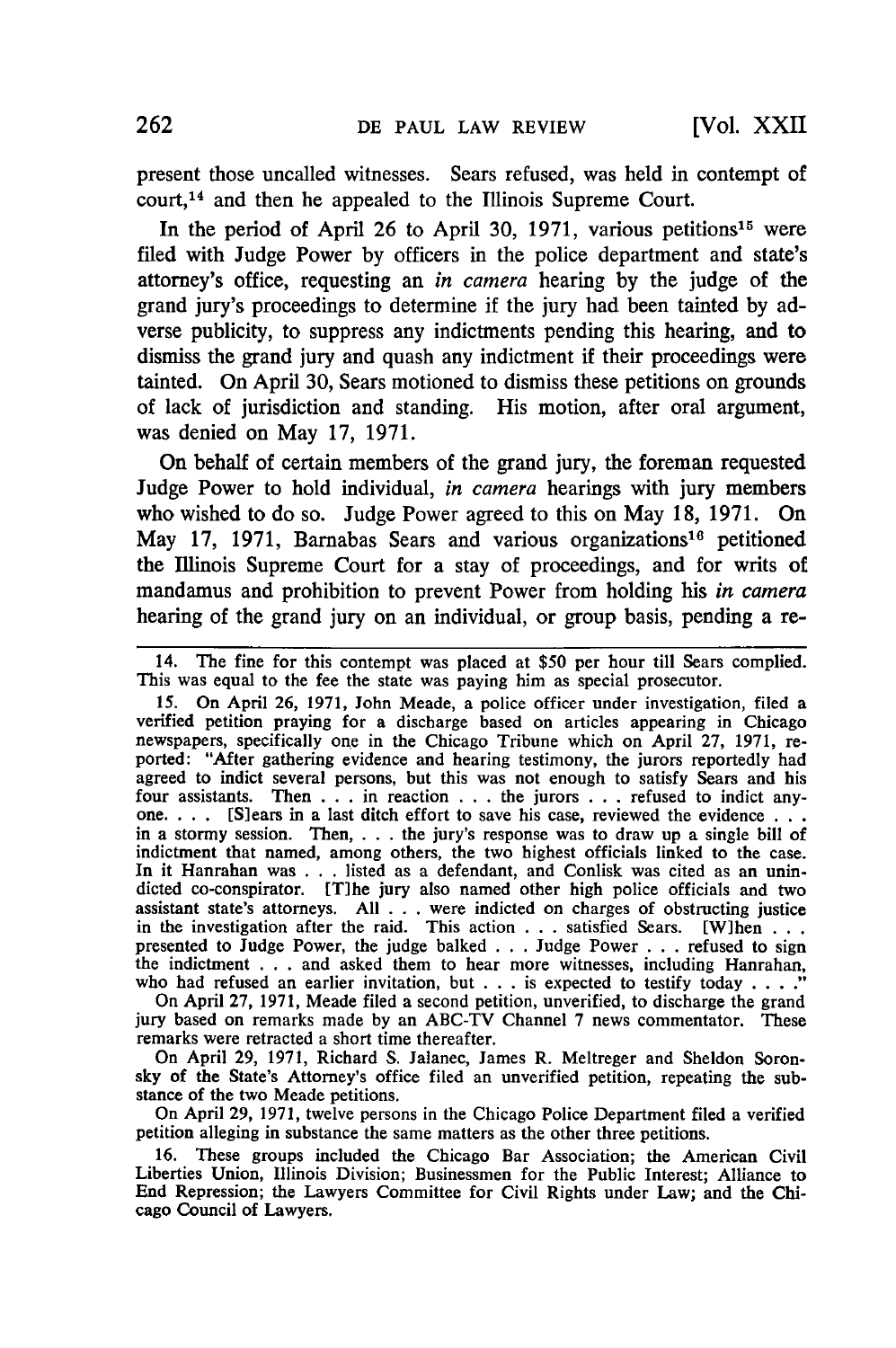present those uncalled witnesses. Sears refused, was held in contempt of court,[14] and then he appealed to the Illinois Supreme Court.

In the period of April 26 to April 30, 1971, various petitions[15] were filed with Judge Power by officers in the police department and state's attorney's office, requesting an *in camera* hearing by the judge of the grand jury's proceedings to determine if the jury had been tainted by adverse publicity, to suppress any indictments pending this hearing, and to dismiss the grand jury and quash any indictment if their proceedings were tainted. On April 30, Sears motioned to dismiss these petitions on grounds of lack of jurisdiction and standing. His motion, after oral argument, was denied on May 17, 1971.

On behalf of certain members of the grand jury, the foreman requested Judge Power to hold individual, *in camera* hearings with jury members who wished to do so. Judge Power agreed to this on May 18, 1971. On May 17, 1971, Barnabas Sears and various organizations[16] petitioned the Illinois Supreme Court for a stay of proceedings, and for writs of mandamus and prohibition to prevent Power from holding his *in camera* hearing of the grand jury on an individual, or group basis, pending a re-

---

14. The fine for this contempt was placed at $50 per hour till Sears complied. This was equal to the fee the state was paying him as special prosecutor.

15. On April 26, 1971, John Meade, a police officer under investigation, filed a verified petition praying for a discharge based on articles appearing in Chicago newspapers, specifically one in the Chicago Tribune which on April 27, 1971, reported: "After gathering evidence and hearing testimony, the jurors reportedly had agreed to indict several persons, but this was not enough to satisfy Sears and his four assistants. Then . . . in reaction . . . the jurors . . . refused to indict anyone. . . . [S]ears in a last ditch effort to save his case, reviewed the evidence . . . in a stormy session. Then, . . . the jury's response was to draw up a single bill of indictment that named, among others, the two highest officials linked to the case. In it Hanrahan was . . . listed as a defendant, and Conlisk was cited as an unindicted co-conspirator. [T]he jury also named other high police officials and two assistant state's attorneys. All . . . were indicted on charges of obstructing justice in the investigation after the raid. This action . . . satisfied Sears. [W]hen . . . presented to Judge Power, the judge balked . . . Judge Power . . . refused to sign the indictment . . . and asked them to hear more witnesses, including Hanrahan, who had refused an earlier invitation, but . . . is expected to testify today . . . ."

On April 27, 1971, Meade filed a second petition, unverified, to discharge the grand jury based on remarks made by an ABC-TV Channel 7 news commentator. These remarks were retracted a short time thereafter.

On April 29, 1971, Richard S. Jalanec, James R. Meltreger and Sheldon Soronsky of the State's Attorney's office filed an unverified petition, repeating the substance of the two Meade petitions.

On April 29, 1971, twelve persons in the Chicago Police Department filed a verified petition alleging in substance the same matters as the other three petitions.

16. These groups included the Chicago Bar Association; the American Civil Liberties Union, Illinois Division; Businessmen for the Public Interest; Alliance to End Repression; the Lawyers Committee for Civil Rights under Law; and the Chicago Council of Lawyers.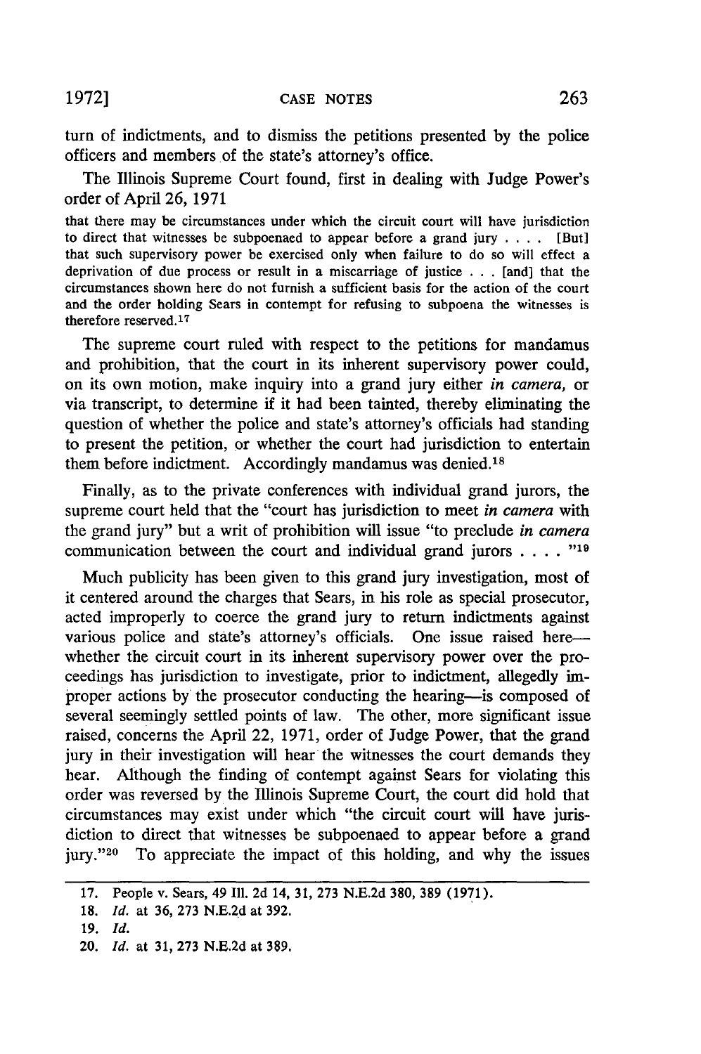turn of indictments, and to dismiss the petitions presented by the police officers and members of the state's attorney's office.

The Illinois Supreme Court found, first in dealing with Judge Power's order of April 26, 1971

> that there may be circumstances under which the circuit court will have jurisdiction to direct that witnesses be subpoenaed to appear before a grand jury . . . . [But] that such supervisory power be exercised only when failure to do so will effect a deprivation of due process or result in a miscarriage of justice . . . [and] that the circumstances shown here do not furnish a sufficient basis for the action of the court and the order holding Sears in contempt for refusing to subpoena the witnesses is therefore reserved.[17]

The supreme court ruled with respect to the petitions for mandamus and prohibition, that the court in its inherent supervisory power could, on its own motion, make inquiry into a grand jury either *in camera,* or via transcript, to determine if it had been tainted, thereby eliminating the question of whether the police and state's attorney's officials had standing to present the petition, or whether the court had jurisdiction to entertain them before indictment. Accordingly mandamus was denied.[18]

Finally, as to the private conferences with individual grand jurors, the supreme court held that the "court has jurisdiction to meet *in camera* with the grand jury" but a writ of prohibition will issue "to preclude *in camera* communication between the court and individual grand jurors . . . . "[19]

Much publicity has been given to this grand jury investigation, most of it centered around the charges that Sears, in his role as special prosecutor, acted improperly to coerce the grand jury to return indictments against various police and state's attorney's officials. One issue raised here—whether the circuit court in its inherent supervisory power over the proceedings has jurisdiction to investigate, prior to indictment, allegedly improper actions by the prosecutor conducting the hearing—is composed of several seemingly settled points of law. The other, more significant issue raised, concerns the April 22, 1971, order of Judge Power, that the grand jury in their investigation will hear the witnesses the court demands they hear. Although the finding of contempt against Sears for violating this order was reversed by the Illinois Supreme Court, the court did hold that circumstances may exist under which "the circuit court will have jurisdiction to direct that witnesses be subpoenaed to appear before a grand jury."[20] To appreciate the impact of this holding, and why the issues

---

17. People v. Sears, 49 Ill. 2d 14, 31, 273 N.E.2d 380, 389 (1971).

18. *Id.* at 36, 273 N.E.2d at 392.

19. *Id.*

20. *Id.* at 31, 273 N.E.2d at 389.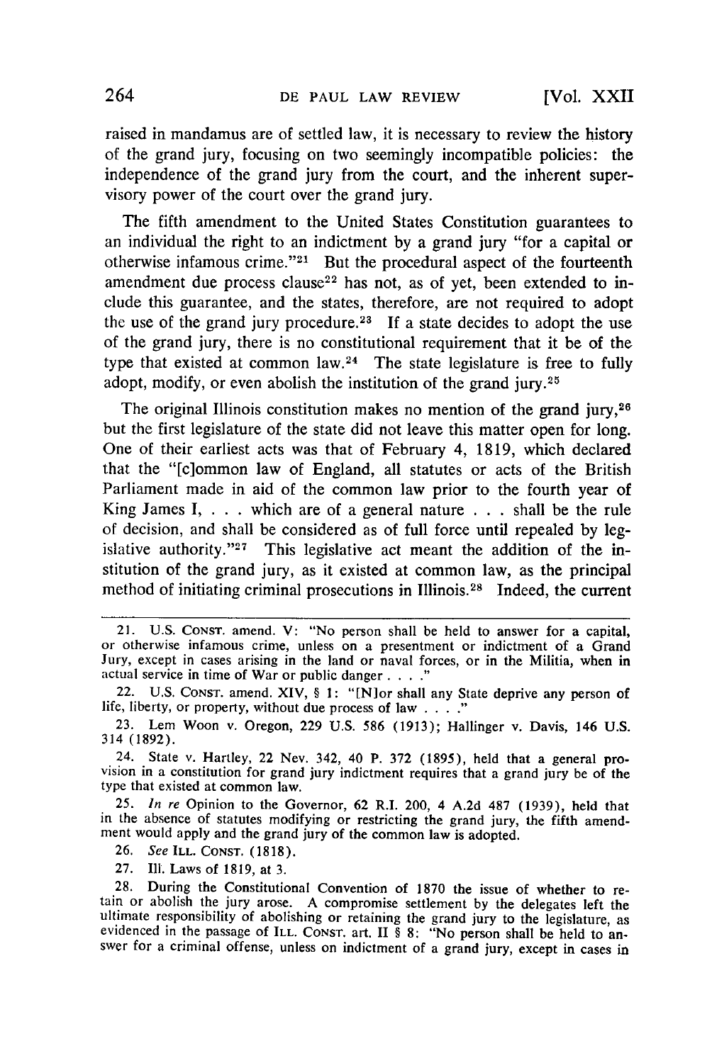raised in mandamus are of settled law, it is necessary to review the history of the grand jury, focusing on two seemingly incompatible policies: the independence of the grand jury from the court, and the inherent supervisory power of the court over the grand jury.

The fifth amendment to the United States Constitution guarantees to an individual the right to an indictment by a grand jury "for a capital or otherwise infamous crime."[21] But the procedural aspect of the fourteenth amendment due process clause[22] has not, as of yet, been extended to include this guarantee, and the states, therefore, are not required to adopt the use of the grand jury procedure.[23] If a state decides to adopt the use of the grand jury, there is no constitutional requirement that it be of the type that existed at common law.[24] The state legislature is free to fully adopt, modify, or even abolish the institution of the grand jury.[25]

The original Illinois constitution makes no mention of the grand jury,[26] but the first legislature of the state did not leave this matter open for long. One of their earliest acts was that of February 4, 1819, which declared that the "[c]ommon law of England, all statutes or acts of the British Parliament made in aid of the common law prior to the fourth year of King James I, . . . which are of a general nature . . . shall be the rule of decision, and shall be considered as of full force until repealed by legislative authority."[27] This legislative act meant the addition of the institution of the grand jury, as it existed at common law, as the principal method of initiating criminal prosecutions in Illinois.[28] Indeed, the current

---

21. U.S. CONST. amend. V: "No person shall be held to answer for a capital, or otherwise infamous crime, unless on a presentment or indictment of a Grand Jury, except in cases arising in the land or naval forces, or in the Militia, when in actual service in time of War or public danger . . . ."

22. U.S. CONST. amend. XIV, § 1: "[N]or shall any State deprive any person of life, liberty, or property, without due process of law . . . ."

23. Lem Woon v. Oregon, 229 U.S. 586 (1913); Hallinger v. Davis, 146 U.S. 314 (1892).

24. State v. Hartley, 22 Nev. 342, 40 P. 372 (1895), held that a general provision in a constitution for grand jury indictment requires that a grand jury be of the type that existed at common law.

25. *In re* Opinion to the Governor, 62 R.I. 200, 4 A.2d 487 (1939), held that in the absence of statutes modifying or restricting the grand jury, the fifth amendment would apply and the grand jury of the common law is adopted.

26. *See* ILL. CONST. (1818).

27. Ill. Laws of 1819, at 3.

28. During the Constitutional Convention of 1870 the issue of whether to retain or abolish the jury arose. A compromise settlement by the delegates left the ultimate responsibility of abolishing or retaining the grand jury to the legislature, as evidenced in the passage of ILL. CONST. art. II § 8: "No person shall be held to answer for a criminal offense, unless on indictment of a grand jury, except in cases in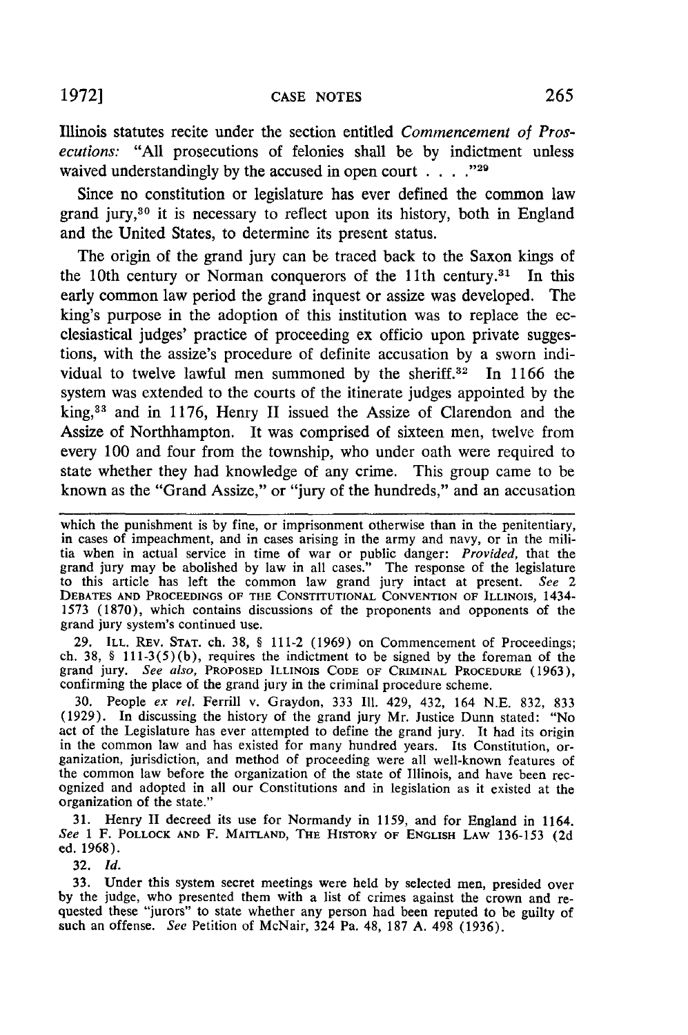Illinois statutes recite under the section entitled *Commencement of Prosecutions:* "All prosecutions of felonies shall be by indictment unless waived understandingly by the accused in open court . . . ."[29]

Since no constitution or legislature has ever defined the common law grand jury,[30] it is necessary to reflect upon its history, both in England and the United States, to determine its present status.

The origin of the grand jury can be traced back to the Saxon kings of the 10th century or Norman conquerors of the 11th century.[31] In this early common law period the grand inquest or assize was developed. The king's purpose in the adoption of this institution was to replace the ecclesiastical judges' practice of proceeding ex officio upon private suggestions, with the assize's procedure of definite accusation by a sworn individual to twelve lawful men summoned by the sheriff.[32] In 1166 the system was extended to the courts of the itinerate judges appointed by the king,[33] and in 1176, Henry II issued the Assize of Clarendon and the Assize of Northhampton. It was comprised of sixteen men, twelve from every 100 and four from the township, who under oath were required to state whether they had knowledge of any crime. This group came to be known as the "Grand Assize," or "jury of the hundreds," and an accusation

---

which the punishment is by fine, or imprisonment otherwise than in the penitentiary, in cases of impeachment, and in cases arising in the army and navy, or in the militia when in actual service in time of war or public danger: *Provided,* that the grand jury may be abolished by law in all cases." The response of the legislature to this article has left the common law grand jury intact at present. *See* 2 DEBATES AND PROCEEDINGS OF THE CONSTITUTIONAL CONVENTION OF ILLINOIS, 1434-1573 (1870), which contains discussions of the proponents and opponents of the grand jury system's continued use.

29. ILL. REV. STAT. ch. 38, § 111-2 (1969) on Commencement of Proceedings; ch. 38, § 111-3(5)(b), requires the indictment to be signed by the foreman of the grand jury. *See also,* PROPOSED ILLINOIS CODE OF CRIMINAL PROCEDURE (1963), confirming the place of the grand jury in the criminal procedure scheme.

30. People *ex rel.* Ferrill v. Graydon, 333 Ill. 429, 432, 164 N.E. 832, 833 (1929). In discussing the history of the grand jury Mr. Justice Dunn stated: "No act of the Legislature has ever attempted to define the grand jury. It had its origin in the common law and has existed for many hundred years. Its Constitution, organization, jurisdiction, and method of proceeding were all well-known features of the common law before the organization of the state of Illinois, and have been recognized and adopted in all our Constitutions and in legislation as it existed at the organization of the state."

31. Henry II decreed its use for Normandy in 1159, and for England in 1164. *See* 1 F. POLLOCK AND F. MAITLAND, THE HISTORY OF ENGLISH LAW 136-153 (2d ed. 1968).

32. *Id.*

33. Under this system secret meetings were held by selected men, presided over by the judge, who presented them with a list of crimes against the crown and requested these "jurors" to state whether any person had been reputed to be guilty of such an offense. *See* Petition of McNair, 324 Pa. 48, 187 A. 498 (1936).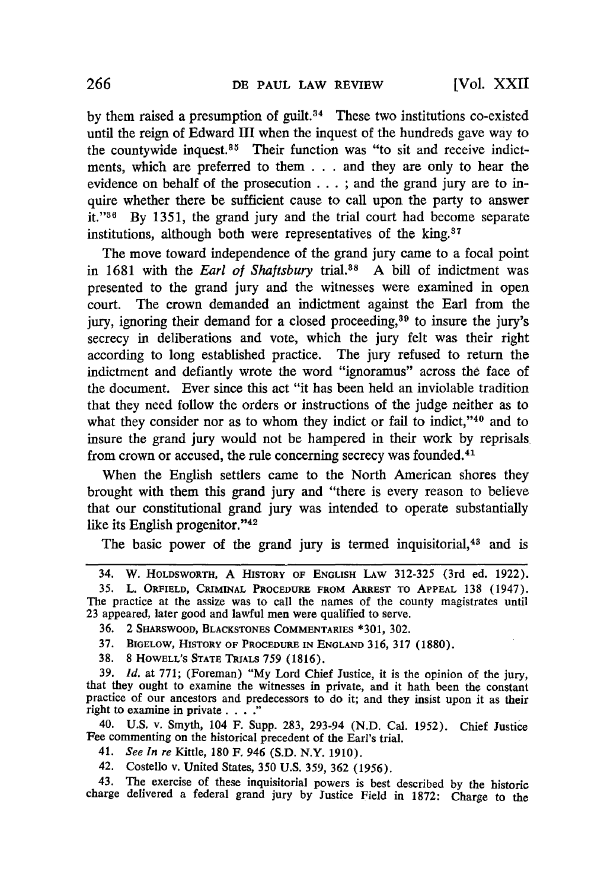by them raised a presumption of guilt.[34] These two institutions co-existed until the reign of Edward III when the inquest of the hundreds gave way to the countywide inquest.[35] Their function was "to sit and receive indictments, which are preferred to them . . . and they are only to hear the evidence on behalf of the prosecution . . . ; and the grand jury are to inquire whether there be sufficient cause to call upon the party to answer it."[36] By 1351, the grand jury and the trial court had become separate institutions, although both were representatives of the king.[37]

The move toward independence of the grand jury came to a focal point in 1681 with the *Earl of Shaftsbury* trial.[38] A bill of indictment was presented to the grand jury and the witnesses were examined in open court. The crown demanded an indictment against the Earl from the jury, ignoring their demand for a closed proceeding,[39] to insure the jury's secrecy in deliberations and vote, which the jury felt was their right according to long established practice. The jury refused to return the indictment and defiantly wrote the word "ignoramus" across the face of the document. Ever since this act "it has been held an inviolable tradition that they need follow the orders or instructions of the judge neither as to what they consider nor as to whom they indict or fail to indict,"[40] and to insure the grand jury would not be hampered in their work by reprisals from crown or accused, the rule concerning secrecy was founded.[41]

When the English settlers came to the North American shores they brought with them this grand jury and "there is every reason to believe that our constitutional grand jury was intended to operate substantially like its English progenitor."[42]

The basic power of the grand jury is termed inquisitorial,[43] and is

---

34. W. HOLDSWORTH, A HISTORY OF ENGLISH LAW 312-325 (3rd ed. 1922).

35. L. ORFIELD, CRIMINAL PROCEDURE FROM ARREST TO APPEAL 138 (1947). The practice at the assize was to call the names of the county magistrates until 23 appeared, later good and lawful men were qualified to serve.

36. 2 SHARSWOOD, BLACKSTONES COMMENTARIES *301, 302.

37. BIGELOW, HISTORY OF PROCEDURE IN ENGLAND 316, 317 (1880).

38. 8 HOWELL'S STATE TRIALS 759 (1816).

39. *Id.* at 771; (Foreman) "My Lord Chief Justice, it is the opinion of the jury, that they ought to examine the witnesses in private, and it hath been the constant practice of our ancestors and predecessors to do it; and they insist upon it as their right to examine in private . . . ."

40. U.S. v. Smyth, 104 F. Supp. 283, 293-94 (N.D. Cal. 1952). Chief Justice Fee commenting on the historical precedent of the Earl's trial.

41. *See In re* Kittle, 180 F. 946 (S.D. N.Y. 1910).

42. Costello v. United States, 350 U.S. 359, 362 (1956).

43. The exercise of these inquisitorial powers is best described by the historic charge delivered a federal grand jury by Justice Field in 1872: Charge to the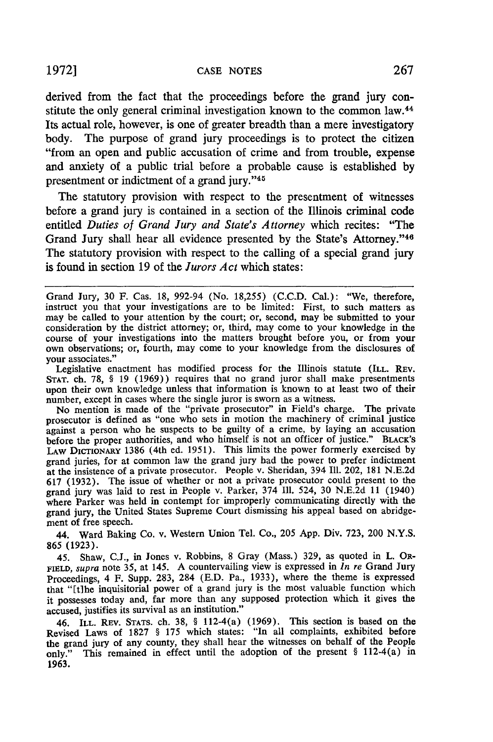derived from the fact that the proceedings before the grand jury constitute the only general criminal investigation known to the common law.[44] Its actual role, however, is one of greater breadth than a mere investigatory body. The purpose of grand jury proceedings is to protect the citizen "from an open and public accusation of crime and from trouble, expense and anxiety of a public trial before a probable cause is established by presentment or indictment of a grand jury."[45]

The statutory provision with respect to the presentment of witnesses before a grand jury is contained in a section of the Illinois criminal code entitled *Duties of Grand Jury and State's Attorney* which recites: "The Grand Jury shall hear all evidence presented by the State's Attorney."[46] The statutory provision with respect to the calling of a special grand jury is found in section 19 of the *Jurors Act* which states:

---

Grand Jury, 30 F. Cas. 18, 992-94 (No. 18,255) (C.C.D. Cal.): "We, therefore, instruct you that your investigations are to be limited: First, to such matters as may be called to your attention by the court; or, second, may be submitted to your consideration by the district attorney; or, third, may come to your knowledge in the course of your investigations into the matters brought before you, or from your own observations; or, fourth, may come to your knowledge from the disclosures of your associates."

Legislative enactment has modified process for the Illinois statute (ILL. REV. STAT. ch. 78, § 19 (1969)) requires that no grand juror shall make presentments upon their own knowledge unless that information is known to at least two of their number, except in cases where the single juror is sworn as a witness.

No mention is made of the "private prosecutor" in Field's charge. The private prosecutor is defined as "one who sets in motion the machinery of criminal justice against a person who he suspects to be guilty of a crime, by laying an accusation before the proper authorities, and who himself is not an officer of justice." BLACK'S LAW DICTIONARY 1386 (4th ed. 1951). This limits the power formerly exercised by grand juries, for at common law the grand jury had the power to prefer indictment at the insistence of a private prosecutor. People v. Sheridan, 394 Ill. 202, 181 N.E.2d 617 (1932). The issue of whether or not a private prosecutor could present to the grand jury was laid to rest in People v. Parker, 374 Ill. 524, 30 N.E.2d 11 (1940) where Parker was held in contempt for improperly communicating directly with the grand jury, the United States Supreme Court dismissing his appeal based on abridgement of free speech.

44. Ward Baking Co. v. Western Union Tel. Co., 205 App. Div. 723, 200 N.Y.S. 865 (1923).

45. Shaw, C.J., in Jones v. Robbins, 8 Gray (Mass.) 329, as quoted in L. ORFIELD, *supra* note 35, at 145. A countervailing view is expressed in *In re* Grand Jury Proceedings, 4 F. Supp. 283, 284 (E.D. Pa., 1933), where the theme is expressed that "[t]he inquisitorial power of a grand jury is the most valuable function which it possesses today and, far more than any supposed protection which it gives the accused, justifies its survival as an institution."

46. ILL. REV. STATS. ch. 38, § 112-4(a) (1969). This section is based on the Revised Laws of 1827 § 175 which states: "In all complaints, exhibited before the grand jury of any county, they shall hear the witnesses on behalf of the People only." This remained in effect until the adoption of the present § 112-4(a) in 1963.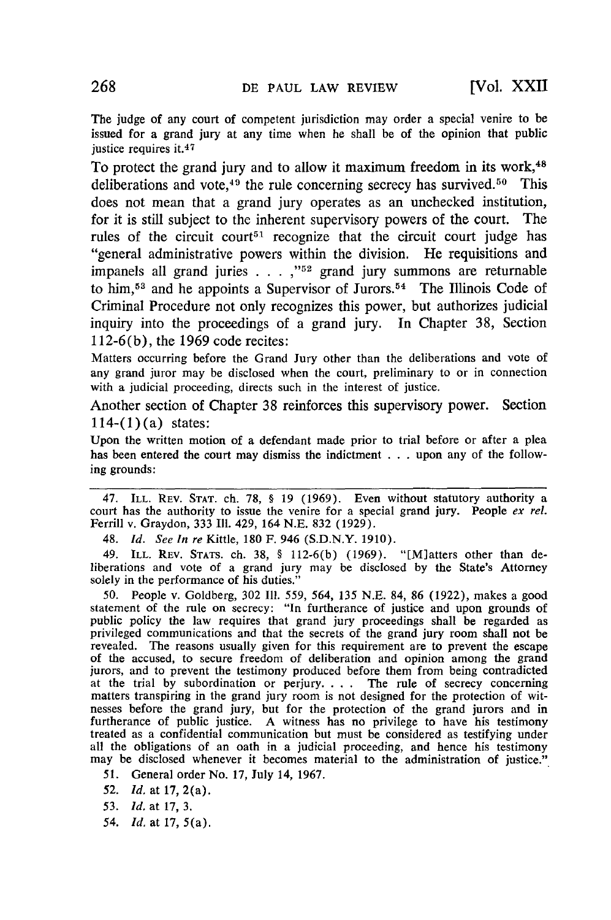> The judge of any court of competent jurisdiction may order a special venire to be issued for a grand jury at any time when he shall be of the opinion that public justice requires it.[47]

To protect the grand jury and to allow it maximum freedom in its work,[48] deliberations and vote,[49] the rule concerning secrecy has survived.[50] This does not mean that a grand jury operates as an unchecked institution, for it is still subject to the inherent supervisory powers of the court. The rules of the circuit court[51] recognize that the circuit court judge has "general administrative powers within the division. He requisitions and impanels all grand juries . . . ,"[52] grand jury summons are returnable to him,[53] and he appoints a Supervisor of Jurors.[54] The Illinois Code of Criminal Procedure not only recognizes this power, but authorizes judicial inquiry into the proceedings of a grand jury. In Chapter 38, Section 112-6(b), the 1969 code recites:

> Matters occurring before the Grand Jury other than the deliberations and vote of any grand juror may be disclosed when the court, preliminary to or in connection with a judicial proceeding, directs such in the interest of justice.

Another section of Chapter 38 reinforces this supervisory power. Section 114-(1)(a) states:

> Upon the written motion of a defendant made prior to trial before or after a plea has been entered the court may dismiss the indictment . . . upon any of the following grounds:

---

47. ILL. REV. STAT. ch. 78, § 19 (1969). Even without statutory authority a court has the authority to issue the venire for a special grand jury. People *ex rel.* Ferrill v. Graydon, 333 Ill. 429, 164 N.E. 832 (1929).

48. *Id. See In re* Kittle, 180 F. 946 (S.D.N.Y. 1910).

49. ILL. REV. STATS. ch. 38, § 112-6(b) (1969). "[M]atters other than deliberations and vote of a grand jury may be disclosed by the State's Attorney solely in the performance of his duties."

50. People v. Goldberg, 302 Ill. 559, 564, 135 N.E. 84, 86 (1922), makes a good statement of the rule on secrecy: "In furtherance of justice and upon grounds of public policy the law requires that grand jury proceedings shall be regarded as privileged communications and that the secrets of the grand jury room shall not be revealed. The reasons usually given for this requirement are to prevent the escape of the accused, to secure freedom of deliberation and opinion among the grand jurors, and to prevent the testimony produced before them from being contradicted at the trial by subordination or perjury. . . . The rule of secrecy concerning matters transpiring in the grand jury room is not designed for the protection of witnesses before the grand jury, but for the protection of the grand jurors and in furtherance of public justice. A witness has no privilege to have his testimony treated as a confidential communication but must be considered as testifying under all the obligations of an oath in a judicial proceeding, and hence his testimony may be disclosed whenever it becomes material to the administration of justice."

51. General order No. 17, July 14, 1967.

52. *Id.* at 17, 2(a).

53. *Id.* at 17, 3.

54. *Id.* at 17, 5(a).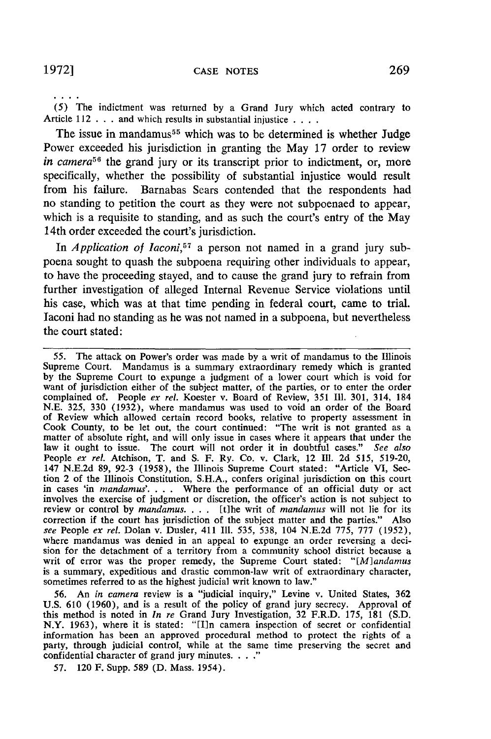. . . .

(5) The indictment was returned by a Grand Jury which acted contrary to Article 112 . . . and which results in substantial injustice . . . .

The issue in mandamus[55] which was to be determined is whether Judge Power exceeded his jurisdiction in granting the May 17 order to review *in camera*[56] the grand jury or its transcript prior to indictment, or, more specifically, whether the possibility of substantial injustice would result from his failure. Barnabas Sears contended that the respondents had no standing to petition the court as they were not subpoenaed to appear, which is a requisite to standing, and as such the court's entry of the May 14th order exceeded the court's jurisdiction.

In *Application of Iaconi*,[57] a person not named in a grand jury subpoena sought to quash the subpoena requiring other individuals to appear, to have the proceeding stayed, and to cause the grand jury to refrain from further investigation of alleged Internal Revenue Service violations until his case, which was at that time pending in federal court, came to trial. Iaconi had no standing as he was not named in a subpoena, but nevertheless the court stated:

---

55. The attack on Power's order was made by a writ of mandamus to the Illinois Supreme Court. Mandamus is a summary extraordinary remedy which is granted by the Supreme Court to expunge a judgment of a lower court which is void for want of jurisdiction either of the subject matter, of the parties, or to enter the order complained of. People *ex rel.* Koester v. Board of Review, 351 Ill. 301, 314, 184 N.E. 325, 330 (1932), where mandamus was used to void an order of the Board of Review which allowed certain record books, relative to property assessment in Cook County, to be let out, the court continued: "The writ is not granted as a matter of absolute right, and will only issue in cases where it appears that under the law it ought to issue. The court will not order it in doubtful cases." *See also* People *ex rel.* Atchison, T. and S. F. Ry. Co. v. Clark, 12 Ill. 2d 515, 519-20, 147 N.E.2d 89, 92-3 (1958), the Illinois Supreme Court stated: "Article VI, Section 2 of the Illinois Constitution, S.H.A., confers original jurisdiction on this court in cases 'in *mandamus*'. . . . Where the performance of an official duty or act involves the exercise of judgment or discretion, the officer's action is not subject to review or control by *mandamus*. . . . [t]he writ of *mandamus* will not lie for its correction if the court has jurisdiction of the subject matter and the parties." Also *see* People *ex rel.* Dolan v. Dusler, 411 Ill. 535, 538, 104 N.E.2d 775, 777 (1952), where mandamus was denied in an appeal to expunge an order reversing a decision for the detachment of a territory from a community school district because a writ of error was the proper remedy, the Supreme Court stated: "[*M*]*andamus* is a summary, expeditious and drastic common-law writ of extraordinary character, sometimes referred to as the highest judicial writ known to law."

56. An *in camera* review is a "judicial inquiry," Levine v. United States, 362 U.S. 610 (1960), and is a result of the policy of grand jury secrecy. Approval of this method is noted in *In re* Grand Jury Investigation, 32 F.R.D. 175, 181 (S.D. N.Y. 1963), where it is stated: "[I]n camera inspection of secret or confidential information has been an approved procedural method to protect the rights of a party, through judicial control, while at the same time preserving the secret and confidential character of grand jury minutes. . . ."

57. 120 F. Supp. 589 (D. Mass. 1954).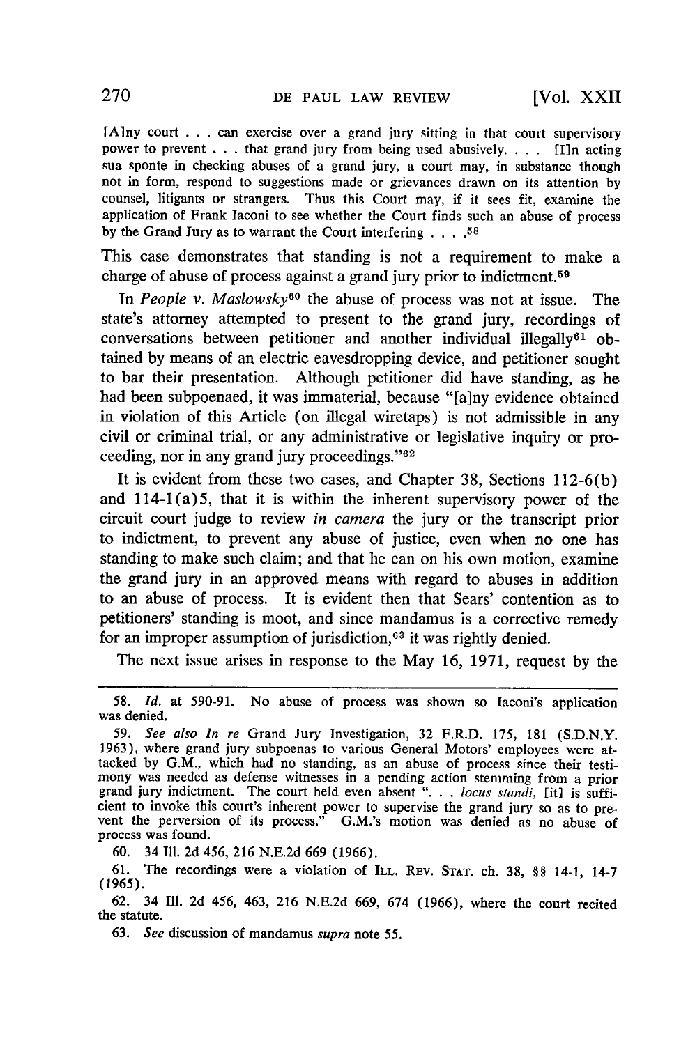> [A]ny court . . . can exercise over a grand jury sitting in that court supervisory power to prevent . . . that grand jury from being used abusively. . . . [I]n acting sua sponte in checking abuses of a grand jury, a court may, in substance though not in form, respond to suggestions made or grievances drawn on its attention by counsel, litigants or strangers. Thus this Court may, if it sees fit, examine the application of Frank Iaconi to see whether the Court finds such an abuse of process by the Grand Jury as to warrant the Court interfering . . . .[58]

This case demonstrates that standing is not a requirement to make a charge of abuse of process against a grand jury prior to indictment.[59]

In *People v. Maslowsky*[60] the abuse of process was not at issue. The state's attorney attempted to present to the grand jury, recordings of conversations between petitioner and another individual illegally[61] obtained by means of an electric eavesdropping device, and petitioner sought to bar their presentation. Although petitioner did have standing, as he had been subpoenaed, it was immaterial, because "[a]ny evidence obtained in violation of this Article (on illegal wiretaps) is not admissible in any civil or criminal trial, or any administrative or legislative inquiry or proceeding, nor in any grand jury proceedings."[62]

It is evident from these two cases, and Chapter 38, Sections 112-6(b) and 114-1(a)5, that it is within the inherent supervisory power of the circuit court judge to review *in camera* the jury or the transcript prior to indictment, to prevent any abuse of justice, even when no one has standing to make such claim; and that he can on his own motion, examine the grand jury in an approved means with regard to abuses in addition to an abuse of process. It is evident then that Sears' contention as to petitioners' standing is moot, and since mandamus is a corrective remedy for an improper assumption of jurisdiction,[63] it was rightly denied.

The next issue arises in response to the May 16, 1971, request by the

---

58. *Id.* at 590-91. No abuse of process was shown so Iaconi's application was denied.

59. *See also In re* Grand Jury Investigation, 32 F.R.D. 175, 181 (S.D.N.Y. 1963), where grand jury subpoenas to various General Motors' employees were attacked by G.M., which had no standing, as an abuse of process since their testimony was needed as defense witnesses in a pending action stemming from a prior grand jury indictment. The court held even absent ". . . *locus standi*, [it] is sufficient to invoke this court's inherent power to supervise the grand jury so as to prevent the perversion of its process." G.M.'s motion was denied as no abuse of process was found.

60. 34 Ill. 2d 456, 216 N.E.2d 669 (1966).

61. The recordings were a violation of ILL. REV. STAT. ch. 38, §§ 14-1, 14-7 (1965).

62. 34 Ill. 2d 456, 463, 216 N.E.2d 669, 674 (1966), where the court recited the statute.

63. *See* discussion of mandamus *supra* note 55.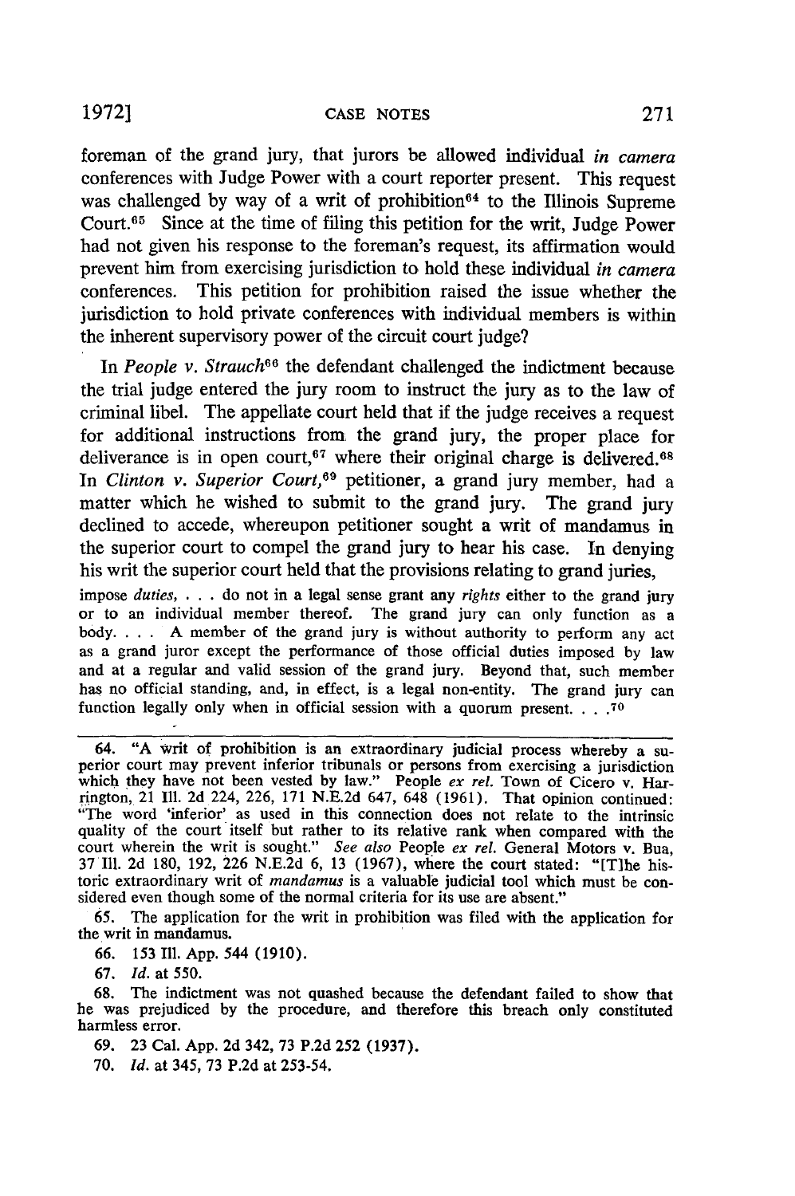foreman of the grand jury, that jurors be allowed individual *in camera* conferences with Judge Power with a court reporter present. This request was challenged by way of a writ of prohibition[64] to the Illinois Supreme Court.[65] Since at the time of filing this petition for the writ, Judge Power had not given his response to the foreman's request, its affirmation would prevent him from exercising jurisdiction to hold these individual *in camera* conferences. This petition for prohibition raised the issue whether the jurisdiction to hold private conferences with individual members is within the inherent supervisory power of the circuit court judge?

In *People v. Strauch*[66] the defendant challenged the indictment because the trial judge entered the jury room to instruct the jury as to the law of criminal libel. The appellate court held that if the judge receives a request for additional instructions from the grand jury, the proper place for deliverance is in open court,[67] where their original charge is delivered.[68] In *Clinton v. Superior Court,*[69] petitioner, a grand jury member, had a matter which he wished to submit to the grand jury. The grand jury declined to accede, whereupon petitioner sought a writ of mandamus in the superior court to compel the grand jury to hear his case. In denying his writ the superior court held that the provisions relating to grand juries,

> impose *duties*, . . . do not in a legal sense grant any *rights* either to the grand jury or to an individual member thereof. The grand jury can only function as a body. . . . A member of the grand jury is without authority to perform any act as a grand juror except the performance of those official duties imposed by law and at a regular and valid session of the grand jury. Beyond that, such member has no official standing, and, in effect, is a legal non-entity. The grand jury can function legally only when in official session with a quorum present. . . .[70]

---

64. "A writ of prohibition is an extraordinary judicial process whereby a superior court may prevent inferior tribunals or persons from exercising a jurisdiction which they have not been vested by law." People *ex rel.* Town of Cicero v. Harrington, 21 Ill. 2d 224, 226, 171 N.E.2d 647, 648 (1961). That opinion continued: "The word 'inferior' as used in this connection does not relate to the intrinsic quality of the court itself but rather to its relative rank when compared with the court wherein the writ is sought." *See also* People *ex rel.* General Motors v. Bua, 37 Ill. 2d 180, 192, 226 N.E.2d 6, 13 (1967), where the court stated: "[T]he historic extraordinary writ of *mandamus* is a valuable judicial tool which must be considered even though some of the normal criteria for its use are absent."

65. The application for the writ in prohibition was filed with the application for the writ in mandamus.

66. 153 Ill. App. 544 (1910).

67. *Id.* at 550.

68. The indictment was not quashed because the defendant failed to show that he was prejudiced by the procedure, and therefore this breach only constituted harmless error.

69. 23 Cal. App. 2d 342, 73 P.2d 252 (1937).

70. *Id.* at 345, 73 P.2d at 253-54.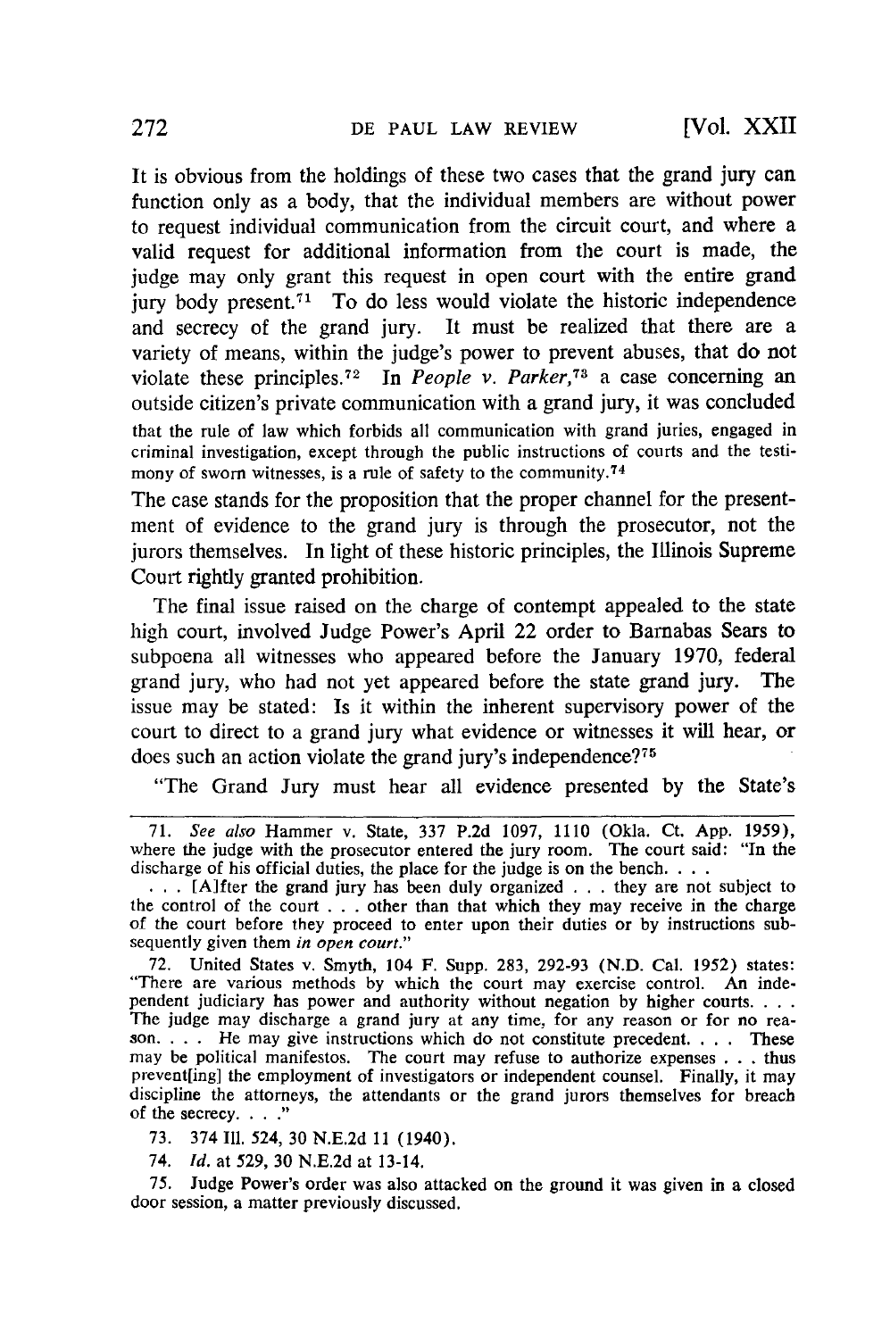It is obvious from the holdings of these two cases that the grand jury can function only as a body, that the individual members are without power to request individual communication from the circuit court, and where a valid request for additional information from the court is made, the judge may only grant this request in open court with the entire grand jury body present.[71] To do less would violate the historic independence and secrecy of the grand jury. It must be realized that there are a variety of means, within the judge's power to prevent abuses, that do not violate these principles.[72] In *People v. Parker*,[73] a case concerning an outside citizen's private communication with a grand jury, it was concluded

> that the rule of law which forbids all communication with grand juries, engaged in criminal investigation, except through the public instructions of courts and the testimony of sworn witnesses, is a rule of safety to the community.[74]

The case stands for the proposition that the proper channel for the presentment of evidence to the grand jury is through the prosecutor, not the jurors themselves. In light of these historic principles, the Illinois Supreme Court rightly granted prohibition.

The final issue raised on the charge of contempt appealed to the state high court, involved Judge Power's April 22 order to Barnabas Sears to subpoena all witnesses who appeared before the January 1970, federal grand jury, who had not yet appeared before the state grand jury. The issue may be stated: Is it within the inherent supervisory power of the court to direct to a grand jury what evidence or witnesses it will hear, or does such an action violate the grand jury's independence?[75]

"The Grand Jury must hear all evidence presented by the State's

---

71. *See also* Hammer v. State, 337 P.2d 1097, 1110 (Okla. Ct. App. 1959), where the judge with the prosecutor entered the jury room. The court said: "In the discharge of his official duties, the place for the judge is on the bench. . . .

. . . [A]fter the grand jury has been duly organized . . . they are not subject to the control of the court . . . other than that which they may receive in the charge of the court before they proceed to enter upon their duties or by instructions subsequently given them *in open court*."

72. United States v. Smyth, 104 F. Supp. 283, 292-93 (N.D. Cal. 1952) states: "There are various methods by which the court may exercise control. An independent judiciary has power and authority without negation by higher courts. . . . The judge may discharge a grand jury at any time, for any reason or for no reason. . . . He may give instructions which do not constitute precedent. . . . These may be political manifestos. The court may refuse to authorize expenses . . . thus prevent[ing] the employment of investigators or independent counsel. Finally, it may discipline the attorneys, the attendants or the grand jurors themselves for breach of the secrecy. . . ."

73. 374 Ill. 524, 30 N.E.2d 11 (1940).

74. *Id.* at 529, 30 N.E.2d at 13-14.

75. Judge Power's order was also attacked on the ground it was given in a closed door session, a matter previously discussed.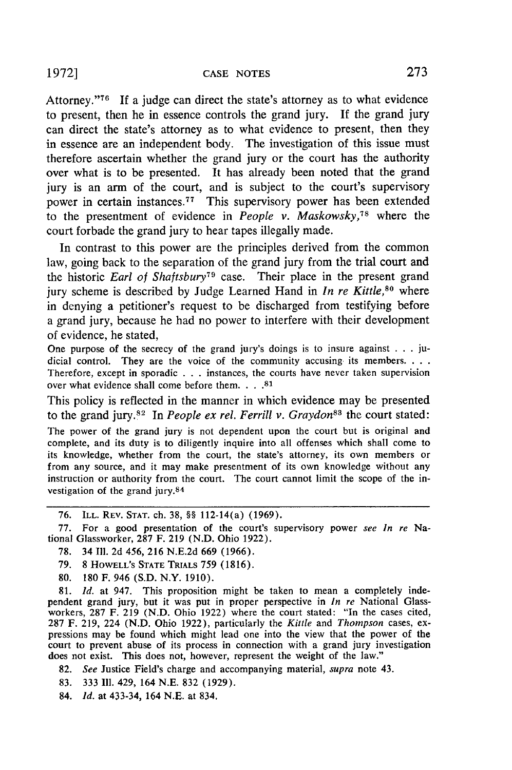Attorney."[76] If a judge can direct the state's attorney as to what evidence to present, then he in essence controls the grand jury. If the grand jury can direct the state's attorney as to what evidence to present, then they in essence are an independent body. The investigation of this issue must therefore ascertain whether the grand jury or the court has the authority over what is to be presented. It has already been noted that the grand jury is an arm of the court, and is subject to the court's supervisory power in certain instances.[77] This supervisory power has been extended to the presentment of evidence in *People v. Maskowsky*,[78] where the court forbade the grand jury to hear tapes illegally made.

In contrast to this power are the principles derived from the common law, going back to the separation of the grand jury from the trial court and the historic *Earl of Shaftsbury*[79] case. Their place in the present grand jury scheme is described by Judge Learned Hand in *In re Kittle*,[80] where in denying a petitioner's request to be discharged from testifying before a grand jury, because he had no power to interfere with their development of evidence, he stated,

> One purpose of the secrecy of the grand jury's doings is to insure against . . . judicial control. They are the voice of the community accusing its members. . . . Therefore, except in sporadic . . . instances, the courts have never taken supervision over what evidence shall come before them. . . .[81]

This policy is reflected in the manner in which evidence may be presented to the grand jury.[82] In *People ex rel. Ferrill v. Graydon*[83] the court stated:

> The power of the grand jury is not dependent upon the court but is original and complete, and its duty is to diligently inquire into all offenses which shall come to its knowledge, whether from the court, the state's attorney, its own members or from any source, and it may make presentment of its own knowledge without any instruction or authority from the court. The court cannot limit the scope of the investigation of the grand jury.[84]

---

76. ILL. REV. STAT. ch. 38, §§ 112-14(a) (1969).

77. For a good presentation of the court's supervisory power *see In re* National Glassworker, 287 F. 219 (N.D. Ohio 1922).

78. 34 Ill. 2d 456, 216 N.E.2d 669 (1966).

79. 8 HOWELL'S STATE TRIALS 759 (1816).

80. 180 F. 946 (S.D. N.Y. 1910).

81. *Id.* at 947. This proposition might be taken to mean a completely independent grand jury, but it was put in proper perspective in *In re* National Glassworkers, 287 F. 219 (N.D. Ohio 1922) where the court stated: "In the cases cited, 287 F. 219, 224 (N.D. Ohio 1922), particularly the *Kittle* and *Thompson* cases, expressions may be found which might lead one into the view that the power of the court to prevent abuse of its process in connection with a grand jury investigation does not exist. This does not, however, represent the weight of the law."

82. *See* Justice Field's charge and accompanying material, *supra* note 43.

83. 333 Ill. 429, 164 N.E. 832 (1929).

84. *Id.* at 433-34, 164 N.E. at 834.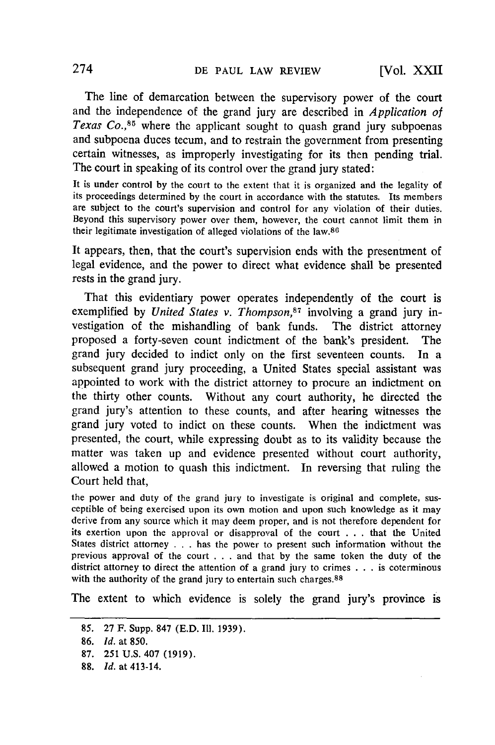The line of demarcation between the supervisory power of the court and the independence of the grand jury are described in *Application of Texas Co.*,[85] where the applicant sought to quash grand jury subpoenas and subpoena duces tecum, and to restrain the government from presenting certain witnesses, as improperly investigating for its then pending trial. The court in speaking of its control over the grand jury stated:

> It is under control by the court to the extent that it is organized and the legality of its proceedings determined by the court in accordance with the statutes. Its members are subject to the court's supervision and control for any violation of their duties. Beyond this supervisory power over them, however, the court cannot limit them in their legitimate investigation of alleged violations of the law.[86]

It appears, then, that the court's supervision ends with the presentment of legal evidence, and the power to direct what evidence shall be presented rests in the grand jury.

That this evidentiary power operates independently of the court is exemplified by *United States v. Thompson*,[87] involving a grand jury investigation of the mishandling of bank funds. The district attorney proposed a forty-seven count indictment of the bank's president. The grand jury decided to indict only on the first seventeen counts. In a subsequent grand jury proceeding, a United States special assistant was appointed to work with the district attorney to procure an indictment on the thirty other counts. Without any court authority, he directed the grand jury's attention to these counts, and after hearing witnesses the grand jury voted to indict on these counts. When the indictment was presented, the court, while expressing doubt as to its validity because the matter was taken up and evidence presented without court authority, allowed a motion to quash this indictment. In reversing that ruling the Court held that,

> the power and duty of the grand jury to investigate is original and complete, susceptible of being exercised upon its own motion and upon such knowledge as it may derive from any source which it may deem proper, and is not therefore dependent for its exertion upon the approval or disapproval of the court . . . that the United States district attorney . . . has the power to present such information without the previous approval of the court . . . and that by the same token the duty of the district attorney to direct the attention of a grand jury to crimes . . . is coterminous with the authority of the grand jury to entertain such charges.[88]

The extent to which evidence is solely the grand jury's province is

---

85. 27 F. Supp. 847 (E.D. Ill. 1939).

86. *Id.* at 850.

87. 251 U.S. 407 (1919).

88. *Id.* at 413-14.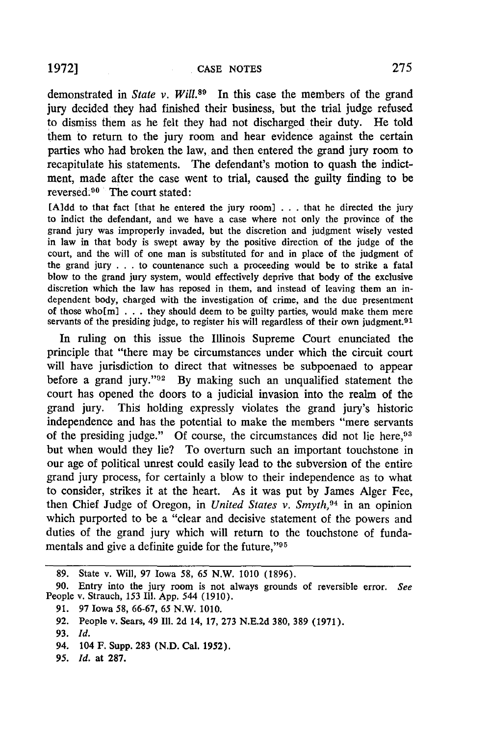demonstrated in *State v. Will*.[89] In this case the members of the grand jury decided they had finished their business, but the trial judge refused to dismiss them as he felt they had not discharged their duty. He told them to return to the jury room and hear evidence against the certain parties who had broken the law, and then entered the grand jury room to recapitulate his statements. The defendant's motion to quash the indictment, made after the case went to trial, caused the guilty finding to be reversed.[90] The court stated:

> [A]dd to that fact [that he entered the jury room] . . . that he directed the jury to indict the defendant, and we have a case where not only the province of the grand jury was improperly invaded, but the discretion and judgment wisely vested in law in that body is swept away by the positive direction of the judge of the court, and the will of one man is substituted for and in place of the judgment of the grand jury . . . to countenance such a proceeding would be to strike a fatal blow to the grand jury system, would effectively deprive that body of the exclusive discretion which the law has reposed in them, and instead of leaving them an independent body, charged with the investigation of crime, and the due presentment of those who[m] . . . they should deem to be guilty parties, would make them mere servants of the presiding judge, to register his will regardless of their own judgment.[91]

In ruling on this issue the Illinois Supreme Court enunciated the principle that "there may be circumstances under which the circuit court will have jurisdiction to direct that witnesses be subpoenaed to appear before a grand jury."[92] By making such an unqualified statement the court has opened the doors to a judicial invasion into the realm of the grand jury. This holding expressly violates the grand jury's historic independence and has the potential to make the members "mere servants of the presiding judge." Of course, the circumstances did not lie here,[93] but when would they lie? To overturn such an important touchstone in our age of political unrest could easily lead to the subversion of the entire grand jury process, for certainly a blow to their independence as to what to consider, strikes it at the heart. As it was put by James Alger Fee, then Chief Judge of Oregon, in *United States v. Smyth*,[94] in an opinion which purported to be a "clear and decisive statement of the powers and duties of the grand jury which will return to the touchstone of fundamentals and give a definite guide for the future,"[95]

---

89. State v. Will, 97 Iowa 58, 65 N.W. 1010 (1896).

90. Entry into the jury room is not always grounds of reversible error. *See* People v. Strauch, 153 Ill. App. 544 (1910).

91. 97 Iowa 58, 66-67, 65 N.W. 1010.

92. People v. Sears, 49 Ill. 2d 14, 17, 273 N.E.2d 380, 389 (1971).

93. *Id.*

94. 104 F. Supp. 283 (N.D. Cal. 1952).

95. *Id.* at 287.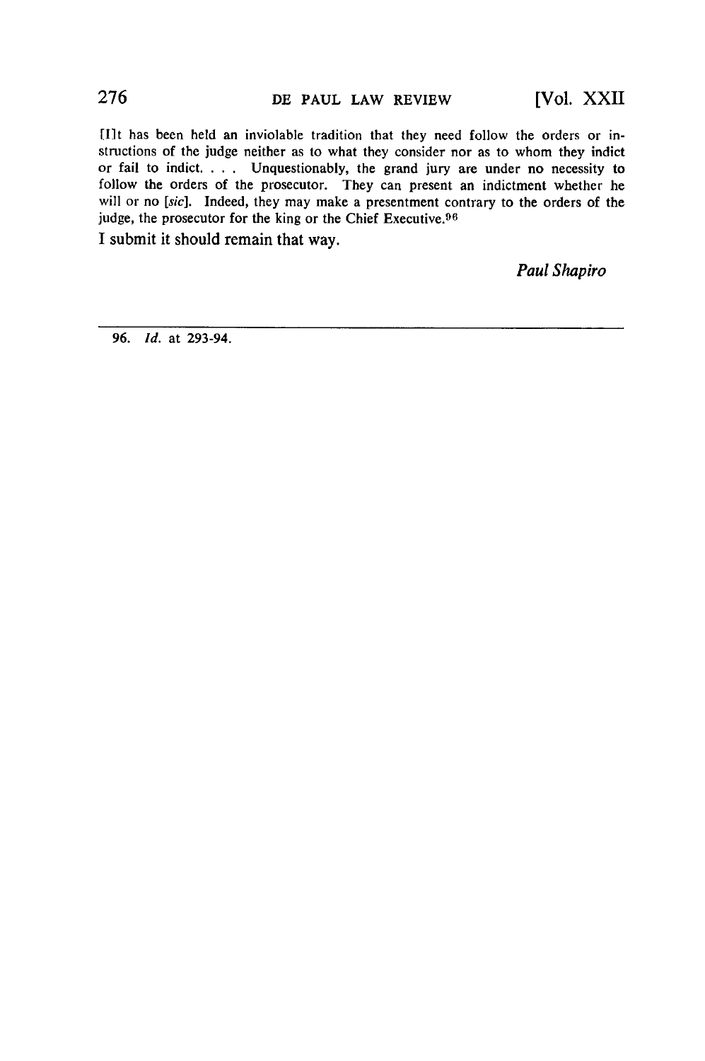[I]t has been held an inviolable tradition that they need follow the orders or instructions of the judge neither as to what they consider nor as to whom they indict or fail to indict. . . . Unquestionably, the grand jury are under no necessity to follow the orders of the prosecutor. They can present an indictment whether he will or no [*sic*]. Indeed, they may make a presentment contrary to the orders of the judge, the prosecutor for the king or the Chief Executive.[96]

I submit it should remain that way.

*Paul Shapiro*

---

96. *Id.* at 293-94.